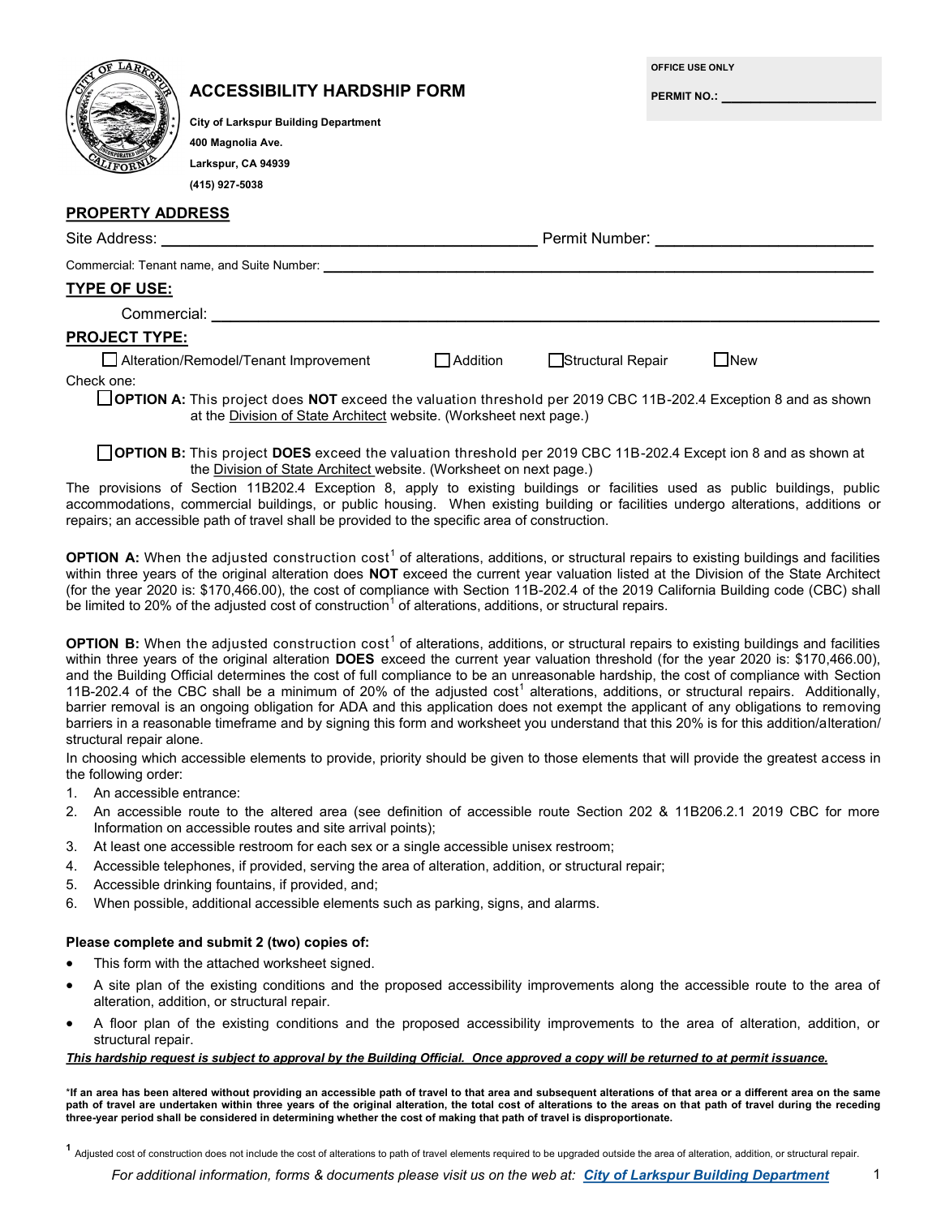# ACCESSIBILITY HARDSHIP FORM

**City of Larkspur Building Department**
**400 Magnolia Ave.**
**Larkspur, CA 94939**
**(415) 927-5038**

**OFFICE USE ONLY**

**PERMIT NO.:** ____________________

## PROPERTY ADDRESS

Site Address: ________________________________________ Permit Number: ______________________

Commercial: Tenant name, and Suite Number: ____________________________________________________________

## TYPE OF USE:

Commercial: ____________________________________________________________________________

## PROJECT TYPE:

☐ Alteration/Remodel/Tenant Improvement ☐ Addition ☐ Structural Repair ☐ New

Check one:

☐ **OPTION A:** This project does **NOT** exceed the valuation threshold per 2019 CBC 11B-202.4 Exception 8 and as shown at the Division of State Architect website. (Worksheet next page.)

☐ **OPTION B:** This project **DOES** exceed the valuation threshold per 2019 CBC 11B-202.4 Except ion 8 and as shown at the Division of State Architect website. (Worksheet on next page.)

The provisions of Section 11B202.4 Exception 8, apply to existing buildings or facilities used as public buildings, public accommodations, commercial buildings, or public housing. When existing building or facilities undergo alterations, additions or repairs; an accessible path of travel shall be provided to the specific area of construction.

**OPTION A:** When the adjusted construction cost[1] of alterations, additions, or structural repairs to existing buildings and facilities within three years of the original alteration does **NOT** exceed the current year valuation listed at the Division of the State Architect (for the year 2020 is: $170,466.00), the cost of compliance with Section 11B-202.4 of the 2019 California Building code (CBC) shall be limited to 20% of the adjusted cost of construction[1] of alterations, additions, or structural repairs.

**OPTION B:** When the adjusted construction cost[1] of alterations, additions, or structural repairs to existing buildings and facilities within three years of the original alteration **DOES** exceed the current year valuation threshold (for the year 2020 is: $170,466.00), and the Building Official determines the cost of full compliance to be an unreasonable hardship, the cost of compliance with Section 11B-202.4 of the CBC shall be a minimum of 20% of the adjusted cost[1] alterations, additions, or structural repairs. Additionally, barrier removal is an ongoing obligation for ADA and this application does not exempt the applicant of any obligations to removing barriers in a reasonable timeframe and by signing this form and worksheet you understand that this 20% is for this addition/alteration/ structural repair alone.

In choosing which accessible elements to provide, priority should be given to those elements that will provide the greatest access in the following order:

1. An accessible entrance:
2. An accessible route to the altered area (see definition of accessible route Section 202 & 11B206.2.1 2019 CBC for more Information on accessible routes and site arrival points);
3. At least one accessible restroom for each sex or a single accessible unisex restroom;
4. Accessible telephones, if provided, serving the area of alteration, addition, or structural repair;
5. Accessible drinking fountains, if provided, and;
6. When possible, additional accessible elements such as parking, signs, and alarms.

**Please complete and submit 2 (two) copies of:**

- This form with the attached worksheet signed.
- A site plan of the existing conditions and the proposed accessibility improvements along the accessible route to the area of alteration, addition, or structural repair.
- A floor plan of the existing conditions and the proposed accessibility improvements to the area of alteration, addition, or structural repair.

***This hardship request is subject to approval by the Building Official. Once approved a copy will be returned to at permit issuance.***

**\*If an area has been altered without providing an accessible path of travel to that area and subsequent alterations of that area or a different area on the same path of travel are undertaken within three years of the original alteration, the total cost of alterations to the areas on that path of travel during the receding three-year period shall be considered in determining whether the cost of making that path of travel is disproportionate.**

[1] Adjusted cost of construction does not include the cost of alterations to path of travel elements required to be upgraded outside the area of alteration, addition, or structural repair.

*For additional information, forms & documents please visit us on the web at: City of Larkspur Building Department*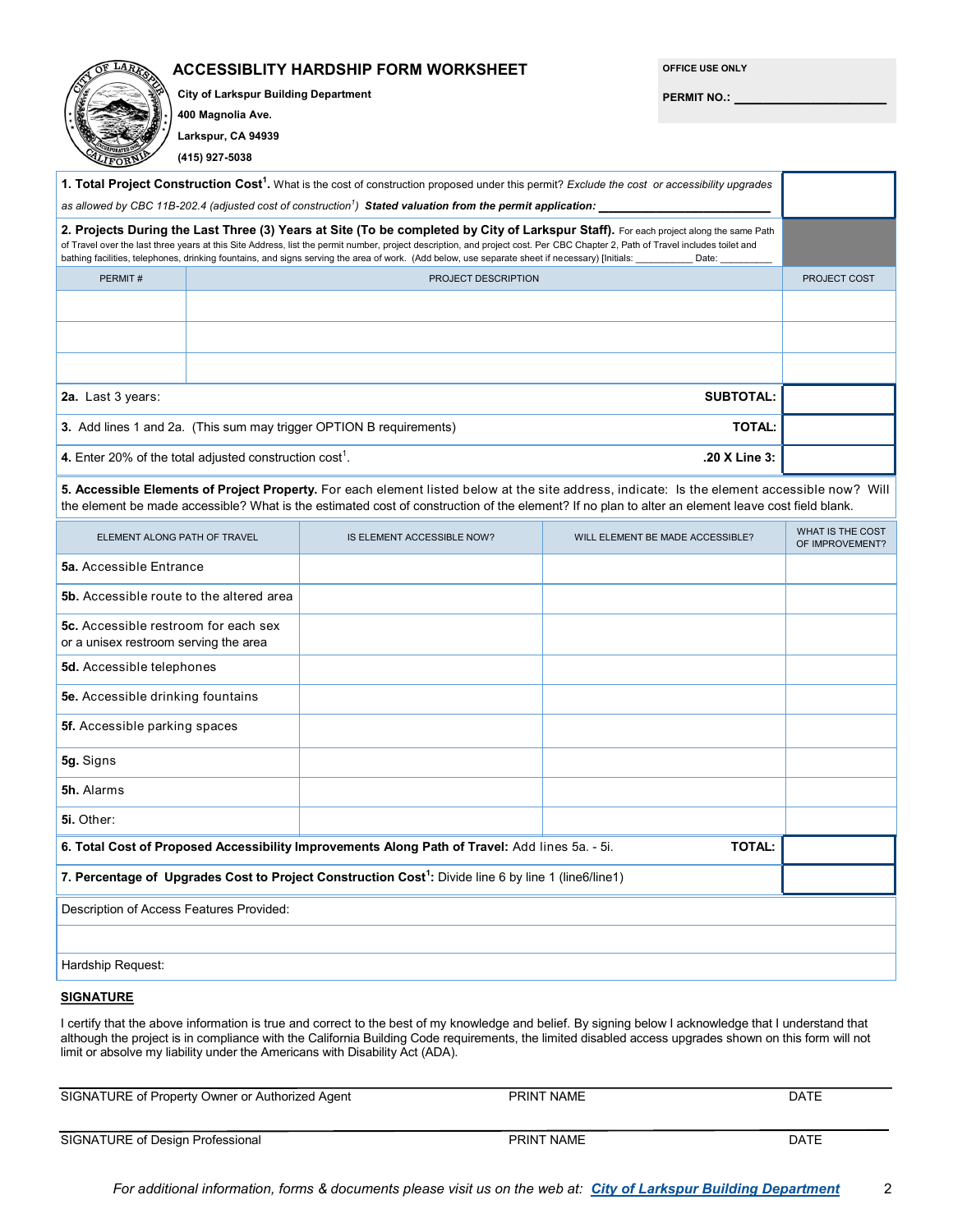# ACCESSIBLITY HARDSHIP FORM WORKSHEET

**City of Larkspur Building Department**
**400 Magnolia Ave.**
**Larkspur, CA 94939**
**(415) 927-5038**

**OFFICE USE ONLY**

**PERMIT NO.:** ______________________

**1. Total Project Construction Cost[1].** What is the cost of construction proposed under this permit? *Exclude the cost or accessibility upgrades as allowed by CBC 11B-202.4 (adjusted cost of construction[1])* ***Stated valuation from the permit application:*** ______________________

**2. Projects During the Last Three (3) Years at Site (To be completed by City of Larkspur Staff).** For each project along the same Path of Travel over the last three years at this Site Address, list the permit number, project description, and project cost. Per CBC Chapter 2, Path of Travel includes toilet and bathing facilities, telephones, drinking fountains, and signs serving the area of work. (Add below, use separate sheet if necessary) [Initials: __________ Date: __________

| PERMIT # | PROJECT DESCRIPTION | PROJECT COST |
|---|---|---|
| | | |
| | | |
| | | |

| | | |
|---|---|---|
| **2a.** Last 3 years: | **SUBTOTAL:** | |
| **3.** Add lines 1 and 2a. (This sum may trigger OPTION B requirements) | **TOTAL:** | |
| **4.** Enter 20% of the total adjusted construction cost[1]. | **.20 X Line 3:** | |

**5. Accessible Elements of Project Property.** For each element listed below at the site address, indicate: Is the element accessible now? Will the element be made accessible? What is the estimated cost of construction of the element? If no plan to alter an element leave cost field blank.

| ELEMENT ALONG PATH OF TRAVEL | IS ELEMENT ACCESSIBLE NOW? | WILL ELEMENT BE MADE ACCESSIBLE? | WHAT IS THE COST OF IMPROVEMENT? |
|---|---|---|---|
| **5a.** Accessible Entrance | | | |
| **5b.** Accessible route to the altered area | | | |
| **5c.** Accessible restroom for each sex or a unisex restroom serving the area | | | |
| **5d.** Accessible telephones | | | |
| **5e.** Accessible drinking fountains | | | |
| **5f.** Accessible parking spaces | | | |
| **5g.** Signs | | | |
| **5h.** Alarms | | | |
| **5i.** Other: | | | |

| | | |
|---|---|---|
| **6. Total Cost of Proposed Accessibility Improvements Along Path of Travel:** Add lines 5a. - 5i. | **TOTAL:** | |
| **7. Percentage of Upgrades Cost to Project Construction Cost[1]:** Divide line 6 by line 1 (line6/line1) | | |

Description of Access Features Provided:

Hardship Request:

## SIGNATURE

I certify that the above information is true and correct to the best of my knowledge and belief. By signing below I acknowledge that I understand that although the project is in compliance with the California Building Code requirements, the limited disabled access upgrades shown on this form will not limit or absolve my liability under the Americans with Disability Act (ADA).

| SIGNATURE of Property Owner or Authorized Agent | PRINT NAME | DATE |
|---|---|---|
| SIGNATURE of Design Professional | PRINT NAME | DATE |

*For additional information, forms & documents please visit us on the web at:* ***City of Larkspur Building Department***